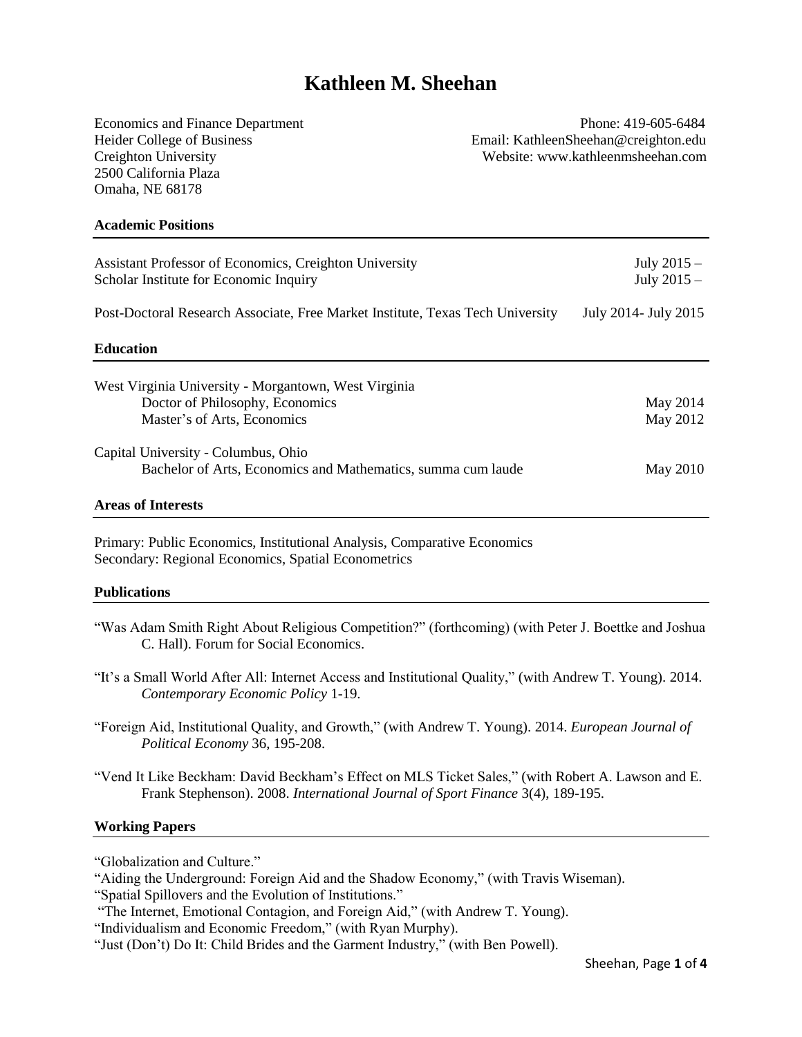# Kathleen M. Sheehan

Economics and Finance Department
Heider College of Business
Creighton University
2500 California Plaza
Omaha, NE 68178

Phone: 419-605-6484
Email: KathleenSheehan@creighton.edu
Website: www.kathleenmsheehan.com

## Academic Positions

| | |
|---|---|
| Assistant Professor of Economics, Creighton University | July 2015 – |
| Scholar Institute for Economic Inquiry | July 2015 – |
| Post-Doctoral Research Associate, Free Market Institute, Texas Tech University | July 2014- July 2015 |

## Education

West Virginia University - Morgantown, West Virginia
- Doctor of Philosophy, Economics — May 2014
- Master's of Arts, Economics — May 2012

Capital University - Columbus, Ohio
- Bachelor of Arts, Economics and Mathematics, summa cum laude — May 2010

## Areas of Interests

Primary: Public Economics, Institutional Analysis, Comparative Economics
Secondary: Regional Economics, Spatial Econometrics

## Publications

"Was Adam Smith Right About Religious Competition?" (forthcoming) (with Peter J. Boettke and Joshua C. Hall). Forum for Social Economics.

"It's a Small World After All: Internet Access and Institutional Quality," (with Andrew T. Young). 2014. *Contemporary Economic Policy* 1-19.

"Foreign Aid, Institutional Quality, and Growth," (with Andrew T. Young). 2014. *European Journal of Political Economy* 36, 195-208.

"Vend It Like Beckham: David Beckham's Effect on MLS Ticket Sales," (with Robert A. Lawson and E. Frank Stephenson). 2008. *International Journal of Sport Finance* 3(4), 189-195.

## Working Papers

"Globalization and Culture."
"Aiding the Underground: Foreign Aid and the Shadow Economy," (with Travis Wiseman).
"Spatial Spillovers and the Evolution of Institutions."
"The Internet, Emotional Contagion, and Foreign Aid," (with Andrew T. Young).
"Individualism and Economic Freedom," (with Ryan Murphy).
"Just (Don't) Do It: Child Brides and the Garment Industry," (with Ben Powell).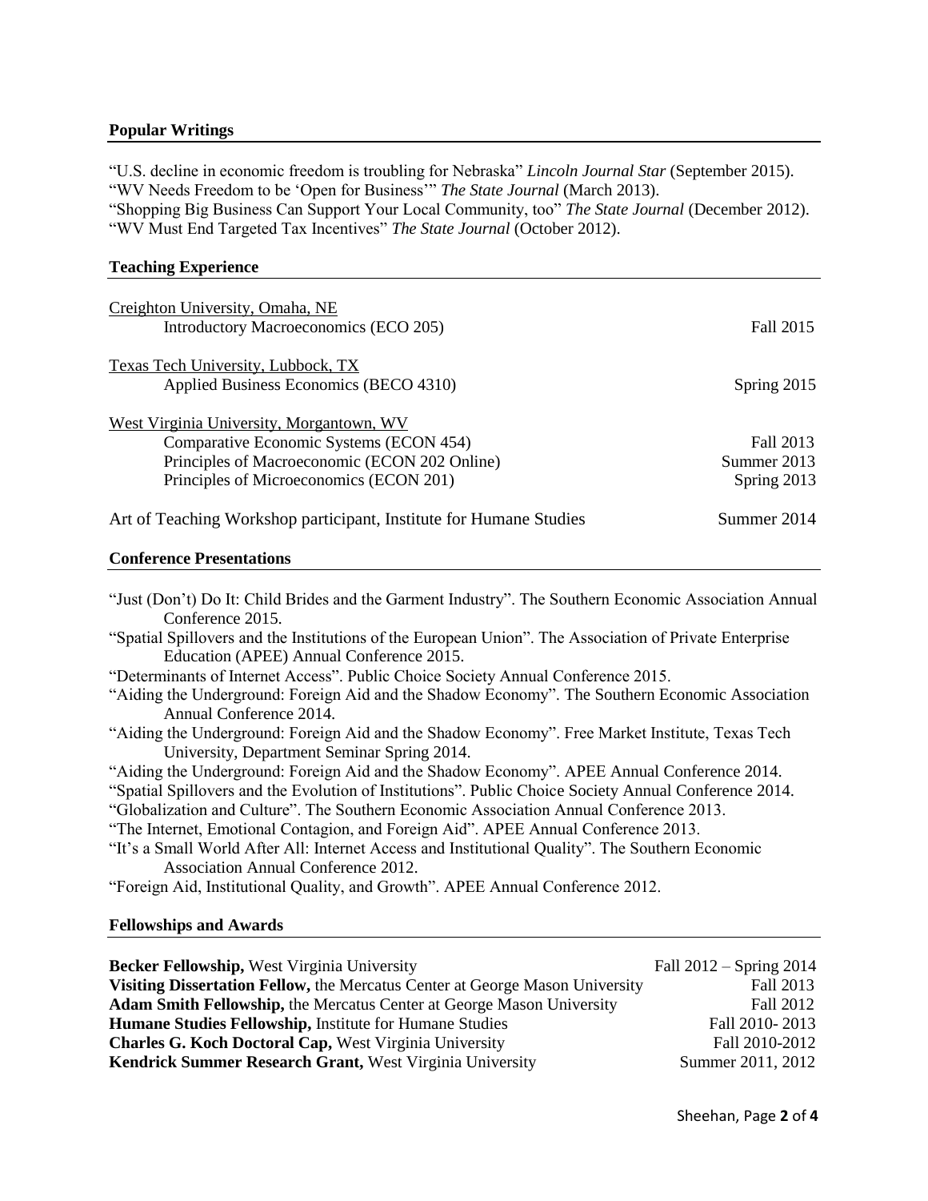## Popular Writings

"U.S. decline in economic freedom is troubling for Nebraska" *Lincoln Journal Star* (September 2015).
"WV Needs Freedom to be 'Open for Business'" *The State Journal* (March 2013).
"Shopping Big Business Can Support Your Local Community, too" *The State Journal* (December 2012).
"WV Must End Targeted Tax Incentives" *The State Journal* (October 2012).

## Teaching Experience

Creighton University, Omaha, NE
- Introductory Macroeconomics (ECO 205) — Fall 2015

Texas Tech University, Lubbock, TX
- Applied Business Economics (BECO 4310) — Spring 2015

West Virginia University, Morgantown, WV
- Comparative Economic Systems (ECON 454) — Fall 2013
- Principles of Macroeconomic (ECON 202 Online) — Summer 2013
- Principles of Microeconomics (ECON 201) — Spring 2013

Art of Teaching Workshop participant, Institute for Humane Studies — Summer 2014

## Conference Presentations

"Just (Don't) Do It: Child Brides and the Garment Industry". The Southern Economic Association Annual Conference 2015.
"Spatial Spillovers and the Institutions of the European Union". The Association of Private Enterprise Education (APEE) Annual Conference 2015.
"Determinants of Internet Access". Public Choice Society Annual Conference 2015.
"Aiding the Underground: Foreign Aid and the Shadow Economy". The Southern Economic Association Annual Conference 2014.
"Aiding the Underground: Foreign Aid and the Shadow Economy". Free Market Institute, Texas Tech University, Department Seminar Spring 2014.
"Aiding the Underground: Foreign Aid and the Shadow Economy". APEE Annual Conference 2014.
"Spatial Spillovers and the Evolution of Institutions". Public Choice Society Annual Conference 2014.
"Globalization and Culture". The Southern Economic Association Annual Conference 2013.
"The Internet, Emotional Contagion, and Foreign Aid". APEE Annual Conference 2013.
"It's a Small World After All: Internet Access and Institutional Quality". The Southern Economic Association Annual Conference 2012.
"Foreign Aid, Institutional Quality, and Growth". APEE Annual Conference 2012.

## Fellowships and Awards

**Becker Fellowship,** West Virginia University — Fall 2012 – Spring 2014
**Visiting Dissertation Fellow,** the Mercatus Center at George Mason University — Fall 2013
**Adam Smith Fellowship,** the Mercatus Center at George Mason University — Fall 2012
**Humane Studies Fellowship,** Institute for Humane Studies — Fall 2010- 2013
**Charles G. Koch Doctoral Cap,** West Virginia University — Fall 2010-2012
**Kendrick Summer Research Grant,** West Virginia University — Summer 2011, 2012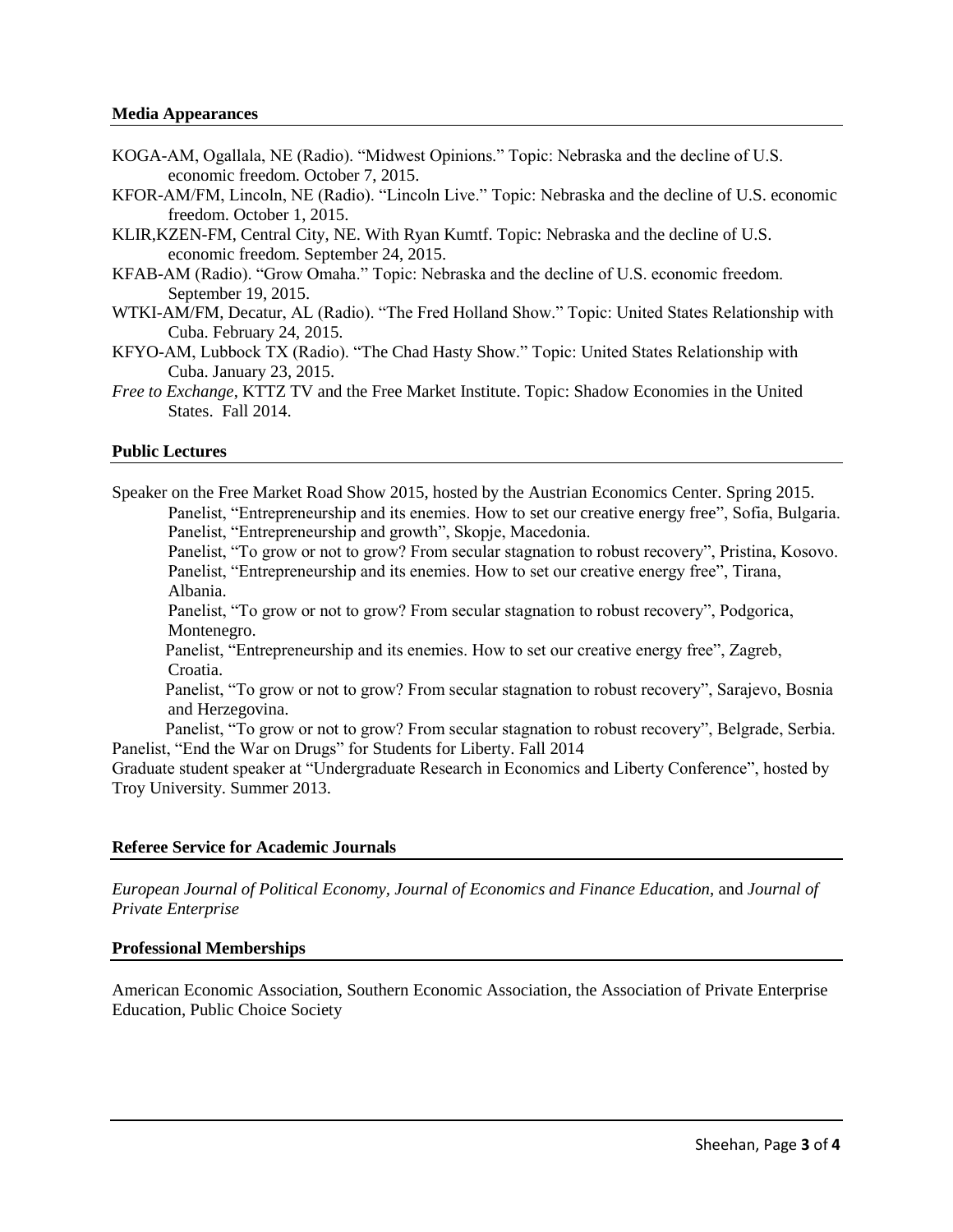## Media Appearances

KOGA-AM, Ogallala, NE (Radio). "Midwest Opinions." Topic: Nebraska and the decline of U.S. economic freedom. October 7, 2015.

KFOR-AM/FM, Lincoln, NE (Radio). "Lincoln Live." Topic: Nebraska and the decline of U.S. economic freedom. October 1, 2015.

KLIR,KZEN-FM, Central City, NE. With Ryan Kumtf. Topic: Nebraska and the decline of U.S. economic freedom. September 24, 2015.

KFAB-AM (Radio). "Grow Omaha." Topic: Nebraska and the decline of U.S. economic freedom. September 19, 2015.

WTKI-AM/FM, Decatur, AL (Radio). "The Fred Holland Show." Topic: United States Relationship with Cuba. February 24, 2015.

KFYO-AM, Lubbock TX (Radio). "The Chad Hasty Show." Topic: United States Relationship with Cuba. January 23, 2015.

*Free to Exchange*, KTTZ TV and the Free Market Institute. Topic: Shadow Economies in the United States. Fall 2014.

## Public Lectures

Speaker on the Free Market Road Show 2015, hosted by the Austrian Economics Center. Spring 2015.

- Panelist, "Entrepreneurship and its enemies. How to set our creative energy free", Sofia, Bulgaria.
- Panelist, "Entrepreneurship and growth", Skopje, Macedonia.
- Panelist, "To grow or not to grow? From secular stagnation to robust recovery", Pristina, Kosovo.
- Panelist, "Entrepreneurship and its enemies. How to set our creative energy free", Tirana, Albania.
- Panelist, "To grow or not to grow? From secular stagnation to robust recovery", Podgorica, Montenegro.
- Panelist, "Entrepreneurship and its enemies. How to set our creative energy free", Zagreb, Croatia.
- Panelist, "To grow or not to grow? From secular stagnation to robust recovery", Sarajevo, Bosnia and Herzegovina.
- Panelist, "To grow or not to grow? From secular stagnation to robust recovery", Belgrade, Serbia.

Panelist, "End the War on Drugs" for Students for Liberty. Fall 2014

Graduate student speaker at "Undergraduate Research in Economics and Liberty Conference", hosted by Troy University. Summer 2013.

## Referee Service for Academic Journals

*European Journal of Political Economy*, *Journal of Economics and Finance Education*, and *Journal of Private Enterprise*

## Professional Memberships

American Economic Association, Southern Economic Association, the Association of Private Enterprise Education, Public Choice Society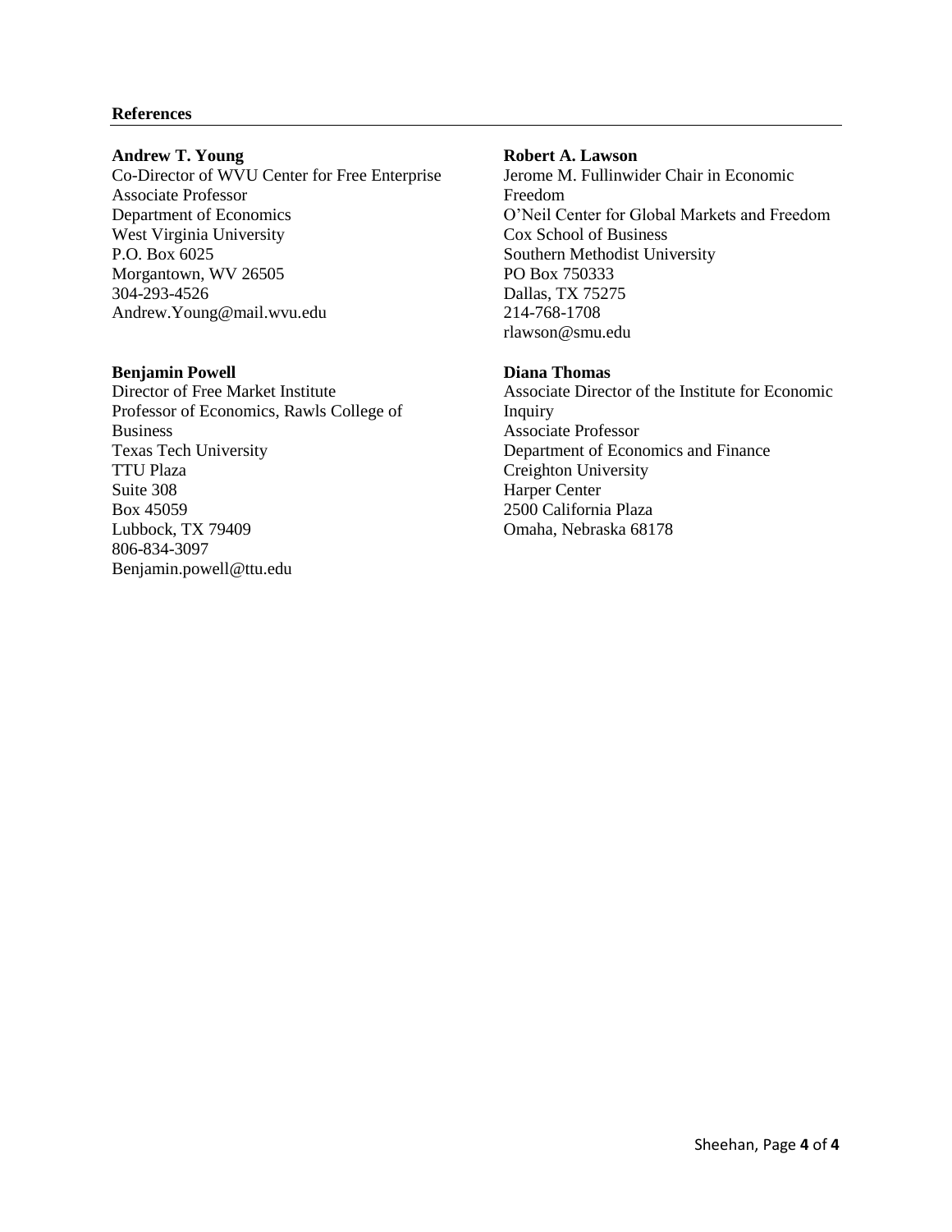**References**

**Andrew T. Young**
Co-Director of WVU Center for Free Enterprise
Associate Professor
Department of Economics
West Virginia University
P.O. Box 6025
Morgantown, WV 26505
304-293-4526
Andrew.Young@mail.wvu.edu

**Robert A. Lawson**
Jerome M. Fullinwider Chair in Economic Freedom
O'Neil Center for Global Markets and Freedom
Cox School of Business
Southern Methodist University
PO Box 750333
Dallas, TX 75275
214-768-1708
rlawson@smu.edu

**Benjamin Powell**
Director of Free Market Institute
Professor of Economics, Rawls College of Business
Texas Tech University
TTU Plaza
Suite 308
Box 45059
Lubbock, TX 79409
806-834-3097
Benjamin.powell@ttu.edu

**Diana Thomas**
Associate Director of the Institute for Economic Inquiry
Associate Professor
Department of Economics and Finance
Creighton University
Harper Center
2500 California Plaza
Omaha, Nebraska 68178